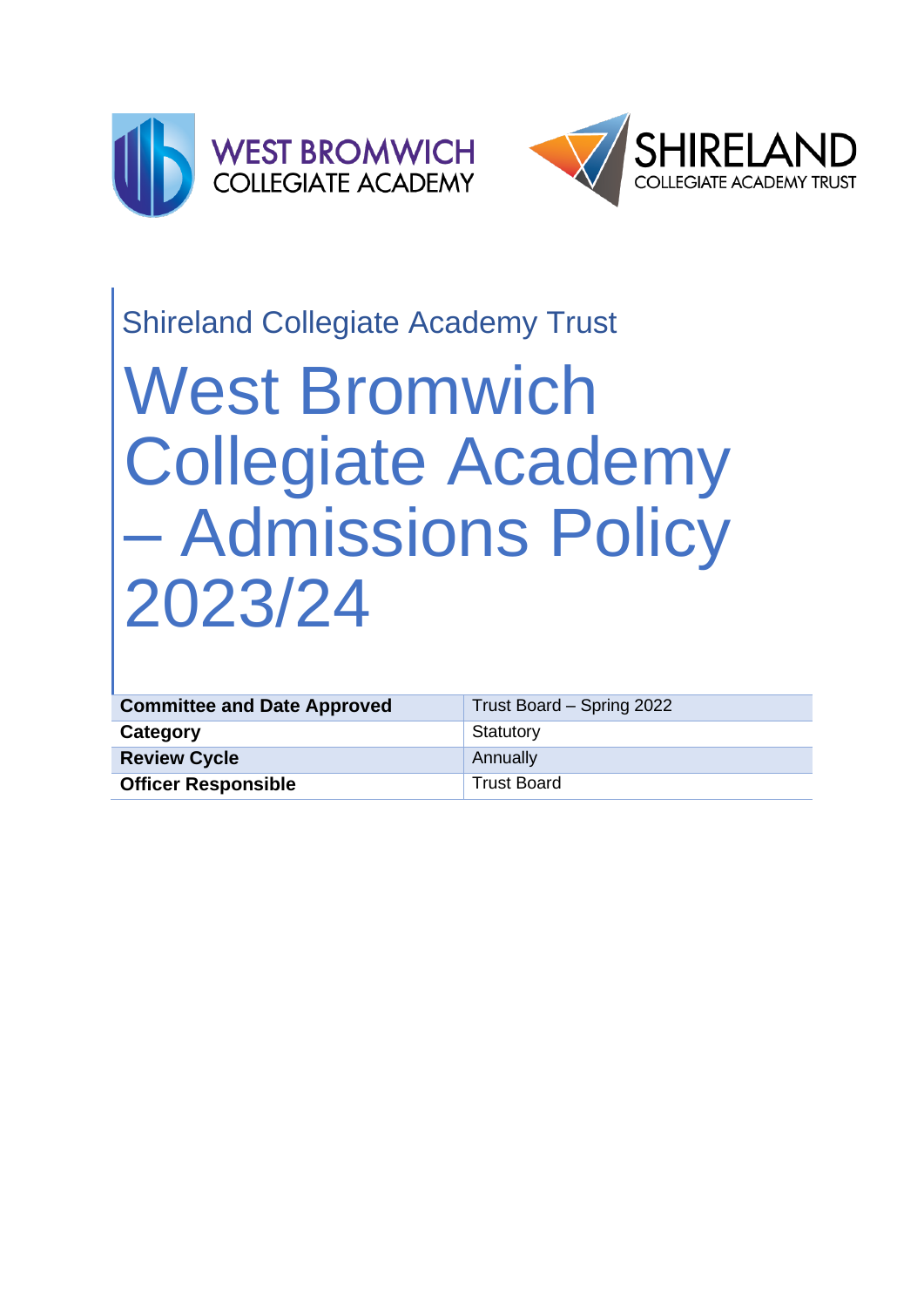WEST BROMWICH COLLEGIATE ACADEMY

SHIRELAND COLLEGIATE ACADEMY TRUST

## Shireland Collegiate Academy Trust

# West Bromwich Collegiate Academy – Admissions Policy 2023/24

| **Committee and Date Approved** | Trust Board – Spring 2022 |
|---|---|
| **Category** | Statutory |
| **Review Cycle** | Annually |
| **Officer Responsible** | Trust Board |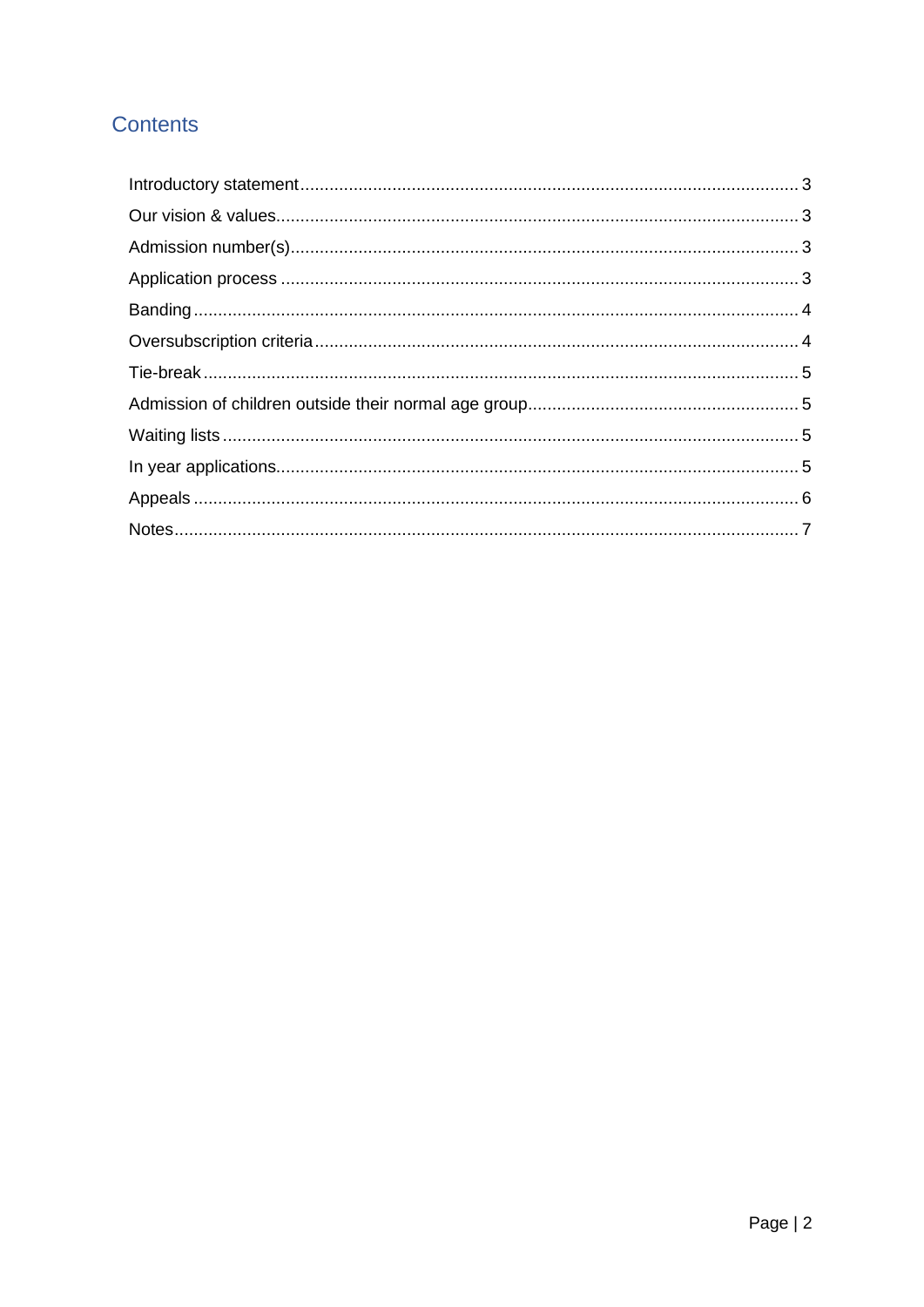## Contents

Introductory statement .......... 3
Our vision & values .......... 3
Admission number(s) .......... 3
Application process .......... 3
Banding .......... 4
Oversubscription criteria .......... 4
Tie-break .......... 5
Admission of children outside their normal age group .......... 5
Waiting lists .......... 5
In year applications .......... 5
Appeals .......... 6
Notes .......... 7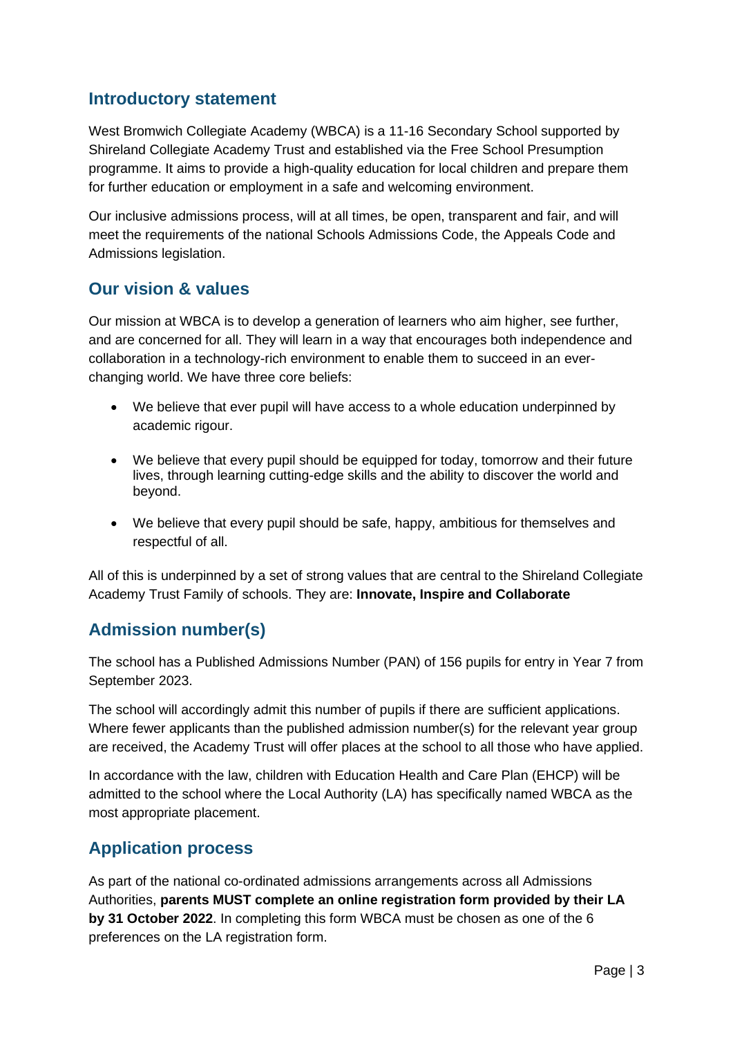## Introductory statement

West Bromwich Collegiate Academy (WBCA) is a 11-16 Secondary School supported by Shireland Collegiate Academy Trust and established via the Free School Presumption programme. It aims to provide a high-quality education for local children and prepare them for further education or employment in a safe and welcoming environment.

Our inclusive admissions process, will at all times, be open, transparent and fair, and will meet the requirements of the national Schools Admissions Code, the Appeals Code and Admissions legislation.

## Our vision & values

Our mission at WBCA is to develop a generation of learners who aim higher, see further, and are concerned for all. They will learn in a way that encourages both independence and collaboration in a technology-rich environment to enable them to succeed in an ever-changing world. We have three core beliefs:

- We believe that ever pupil will have access to a whole education underpinned by academic rigour.
- We believe that every pupil should be equipped for today, tomorrow and their future lives, through learning cutting-edge skills and the ability to discover the world and beyond.
- We believe that every pupil should be safe, happy, ambitious for themselves and respectful of all.

All of this is underpinned by a set of strong values that are central to the Shireland Collegiate Academy Trust Family of schools. They are: **Innovate, Inspire and Collaborate**

## Admission number(s)

The school has a Published Admissions Number (PAN) of 156 pupils for entry in Year 7 from September 2023.

The school will accordingly admit this number of pupils if there are sufficient applications. Where fewer applicants than the published admission number(s) for the relevant year group are received, the Academy Trust will offer places at the school to all those who have applied.

In accordance with the law, children with Education Health and Care Plan (EHCP) will be admitted to the school where the Local Authority (LA) has specifically named WBCA as the most appropriate placement.

## Application process

As part of the national co-ordinated admissions arrangements across all Admissions Authorities, **parents MUST complete an online registration form provided by their LA by 31 October 2022**. In completing this form WBCA must be chosen as one of the 6 preferences on the LA registration form.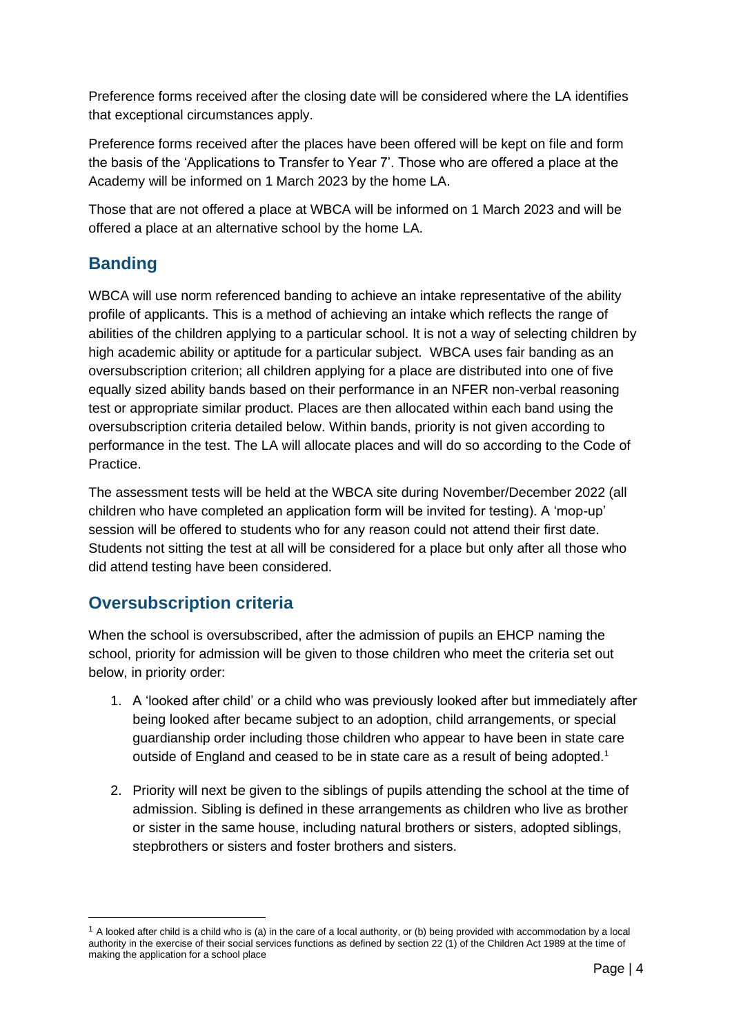Preference forms received after the closing date will be considered where the LA identifies that exceptional circumstances apply.

Preference forms received after the places have been offered will be kept on file and form the basis of the 'Applications to Transfer to Year 7'. Those who are offered a place at the Academy will be informed on 1 March 2023 by the home LA.

Those that are not offered a place at WBCA will be informed on 1 March 2023 and will be offered a place at an alternative school by the home LA.

## Banding

WBCA will use norm referenced banding to achieve an intake representative of the ability profile of applicants. This is a method of achieving an intake which reflects the range of abilities of the children applying to a particular school. It is not a way of selecting children by high academic ability or aptitude for a particular subject. WBCA uses fair banding as an oversubscription criterion; all children applying for a place are distributed into one of five equally sized ability bands based on their performance in an NFER non-verbal reasoning test or appropriate similar product. Places are then allocated within each band using the oversubscription criteria detailed below. Within bands, priority is not given according to performance in the test. The LA will allocate places and will do so according to the Code of Practice.

The assessment tests will be held at the WBCA site during November/December 2022 (all children who have completed an application form will be invited for testing). A 'mop-up' session will be offered to students who for any reason could not attend their first date. Students not sitting the test at all will be considered for a place but only after all those who did attend testing have been considered.

## Oversubscription criteria

When the school is oversubscribed, after the admission of pupils an EHCP naming the school, priority for admission will be given to those children who meet the criteria set out below, in priority order:

1. A 'looked after child' or a child who was previously looked after but immediately after being looked after became subject to an adoption, child arrangements, or special guardianship order including those children who appear to have been in state care outside of England and ceased to be in state care as a result of being adopted.[1]

2. Priority will next be given to the siblings of pupils attending the school at the time of admission. Sibling is defined in these arrangements as children who live as brother or sister in the same house, including natural brothers or sisters, adopted siblings, stepbrothers or sisters and foster brothers and sisters.

---

[1] A looked after child is a child who is (a) in the care of a local authority, or (b) being provided with accommodation by a local authority in the exercise of their social services functions as defined by section 22 (1) of the Children Act 1989 at the time of making the application for a school place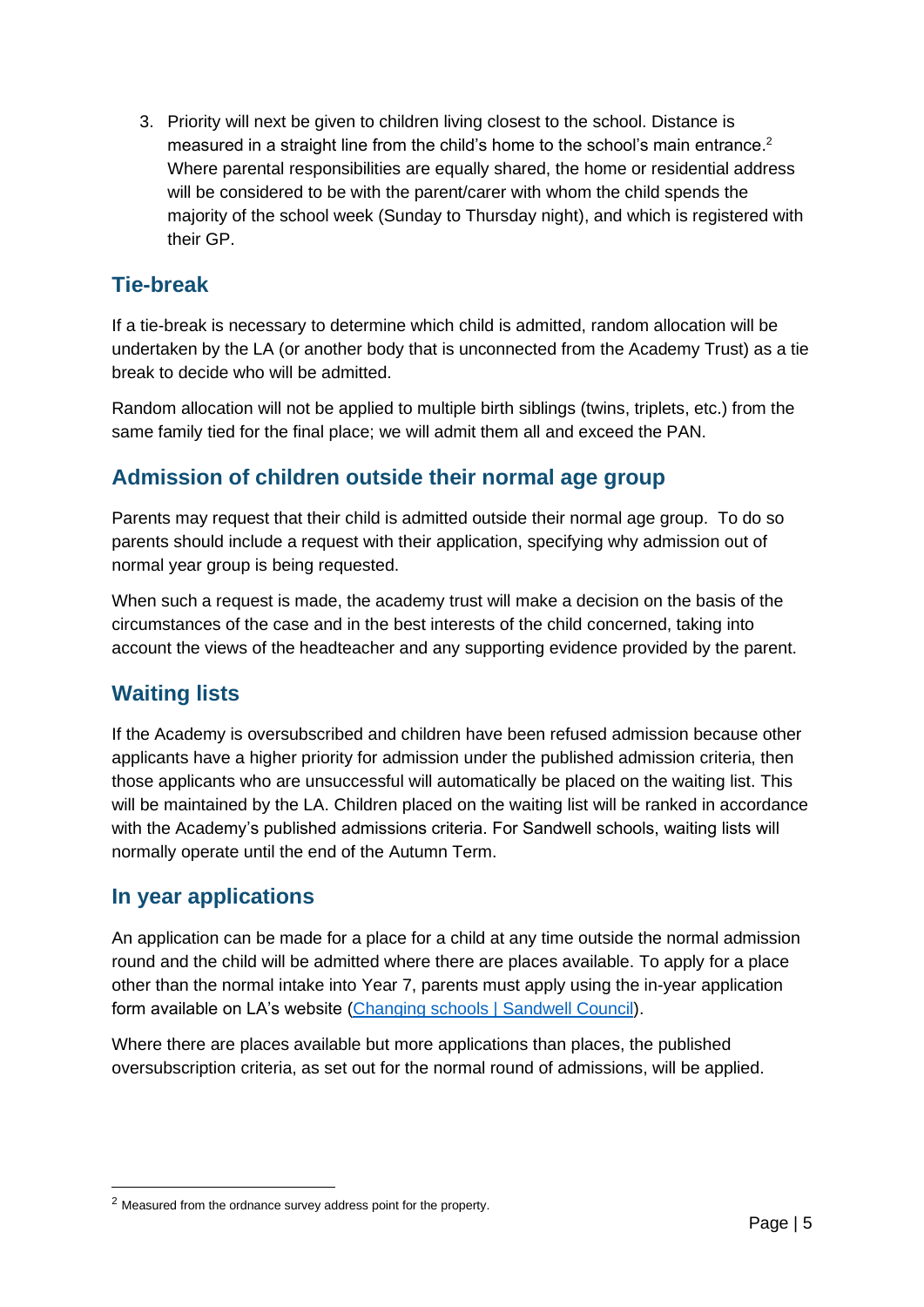3. Priority will next be given to children living closest to the school. Distance is measured in a straight line from the child's home to the school's main entrance.[2] Where parental responsibilities are equally shared, the home or residential address will be considered to be with the parent/carer with whom the child spends the majority of the school week (Sunday to Thursday night), and which is registered with their GP.

## Tie-break

If a tie-break is necessary to determine which child is admitted, random allocation will be undertaken by the LA (or another body that is unconnected from the Academy Trust) as a tie break to decide who will be admitted.

Random allocation will not be applied to multiple birth siblings (twins, triplets, etc.) from the same family tied for the final place; we will admit them all and exceed the PAN.

## Admission of children outside their normal age group

Parents may request that their child is admitted outside their normal age group. To do so parents should include a request with their application, specifying why admission out of normal year group is being requested.

When such a request is made, the academy trust will make a decision on the basis of the circumstances of the case and in the best interests of the child concerned, taking into account the views of the headteacher and any supporting evidence provided by the parent.

## Waiting lists

If the Academy is oversubscribed and children have been refused admission because other applicants have a higher priority for admission under the published admission criteria, then those applicants who are unsuccessful will automatically be placed on the waiting list. This will be maintained by the LA. Children placed on the waiting list will be ranked in accordance with the Academy's published admissions criteria. For Sandwell schools, waiting lists will normally operate until the end of the Autumn Term.

## In year applications

An application can be made for a place for a child at any time outside the normal admission round and the child will be admitted where there are places available. To apply for a place other than the normal intake into Year 7, parents must apply using the in-year application form available on LA's website (Changing schools | Sandwell Council).

Where there are places available but more applications than places, the published oversubscription criteria, as set out for the normal round of admissions, will be applied.

[2] Measured from the ordnance survey address point for the property.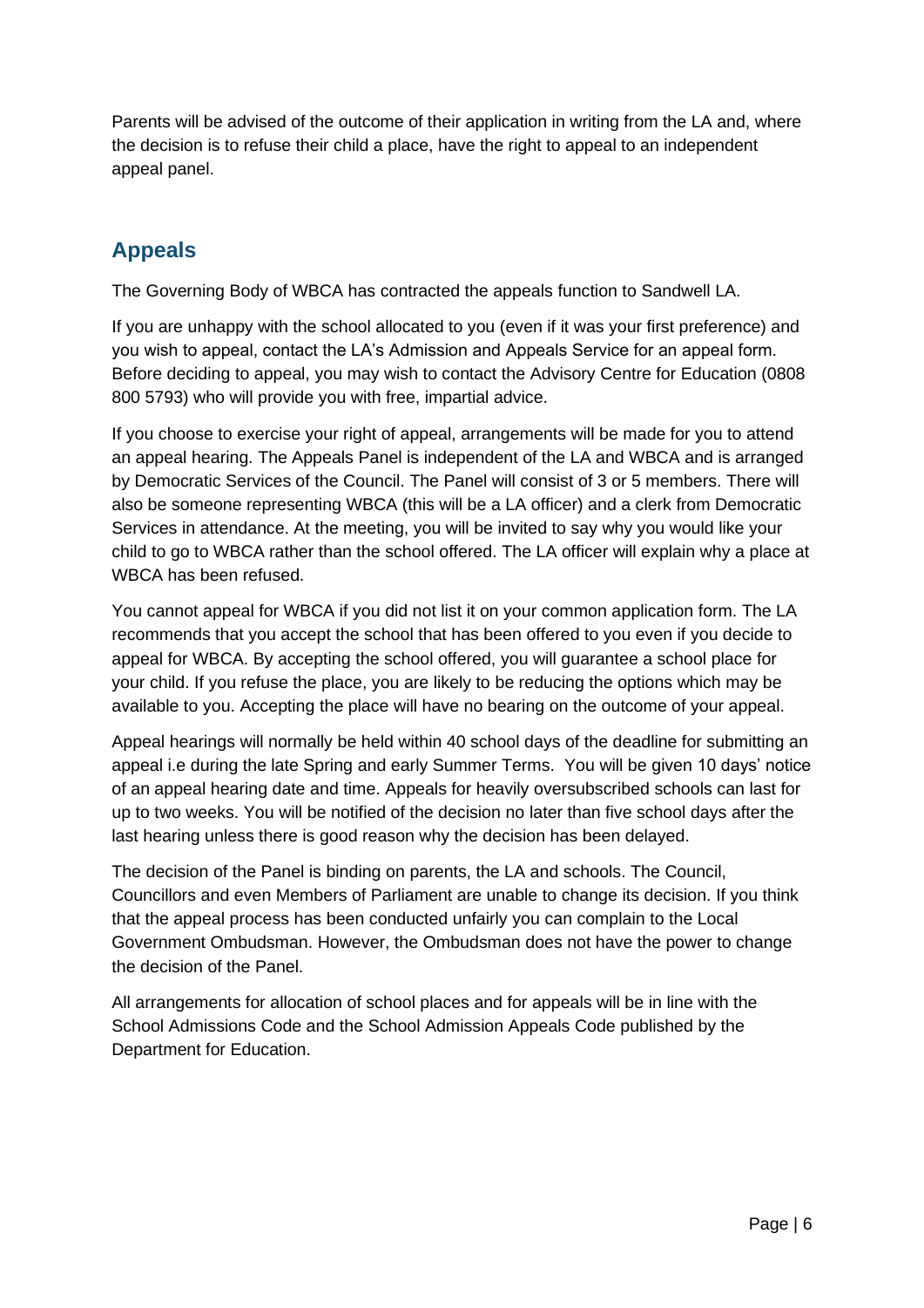Parents will be advised of the outcome of their application in writing from the LA and, where the decision is to refuse their child a place, have the right to appeal to an independent appeal panel.

## Appeals

The Governing Body of WBCA has contracted the appeals function to Sandwell LA.

If you are unhappy with the school allocated to you (even if it was your first preference) and you wish to appeal, contact the LA's Admission and Appeals Service for an appeal form. Before deciding to appeal, you may wish to contact the Advisory Centre for Education (0808 800 5793) who will provide you with free, impartial advice.

If you choose to exercise your right of appeal, arrangements will be made for you to attend an appeal hearing. The Appeals Panel is independent of the LA and WBCA and is arranged by Democratic Services of the Council. The Panel will consist of 3 or 5 members. There will also be someone representing WBCA (this will be a LA officer) and a clerk from Democratic Services in attendance. At the meeting, you will be invited to say why you would like your child to go to WBCA rather than the school offered. The LA officer will explain why a place at WBCA has been refused.

You cannot appeal for WBCA if you did not list it on your common application form. The LA recommends that you accept the school that has been offered to you even if you decide to appeal for WBCA. By accepting the school offered, you will guarantee a school place for your child. If you refuse the place, you are likely to be reducing the options which may be available to you. Accepting the place will have no bearing on the outcome of your appeal.

Appeal hearings will normally be held within 40 school days of the deadline for submitting an appeal i.e during the late Spring and early Summer Terms. You will be given 10 days' notice of an appeal hearing date and time. Appeals for heavily oversubscribed schools can last for up to two weeks. You will be notified of the decision no later than five school days after the last hearing unless there is good reason why the decision has been delayed.

The decision of the Panel is binding on parents, the LA and schools. The Council, Councillors and even Members of Parliament are unable to change its decision. If you think that the appeal process has been conducted unfairly you can complain to the Local Government Ombudsman. However, the Ombudsman does not have the power to change the decision of the Panel.

All arrangements for allocation of school places and for appeals will be in line with the School Admissions Code and the School Admission Appeals Code published by the Department for Education.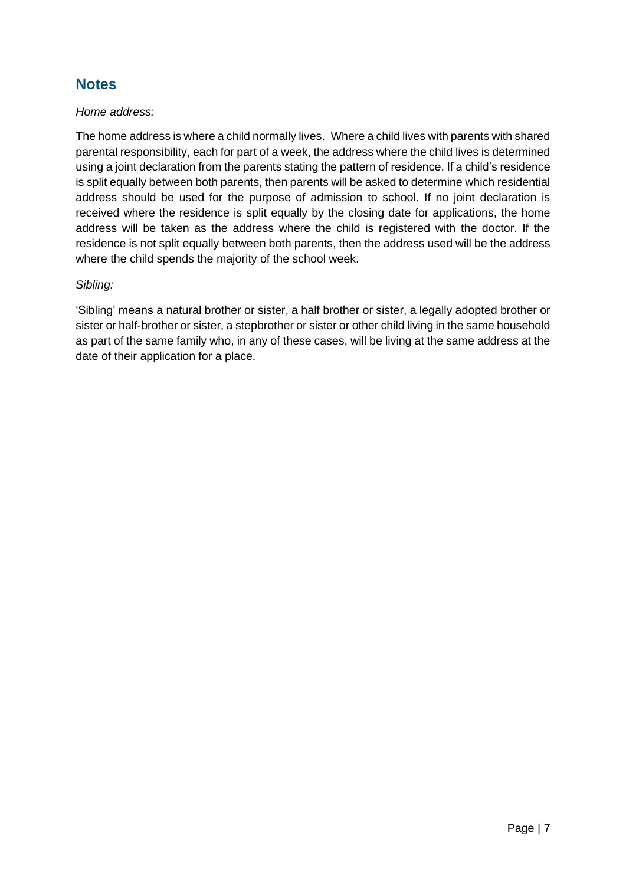## Notes

*Home address:*

The home address is where a child normally lives. Where a child lives with parents with shared parental responsibility, each for part of a week, the address where the child lives is determined using a joint declaration from the parents stating the pattern of residence. If a child's residence is split equally between both parents, then parents will be asked to determine which residential address should be used for the purpose of admission to school. If no joint declaration is received where the residence is split equally by the closing date for applications, the home address will be taken as the address where the child is registered with the doctor. If the residence is not split equally between both parents, then the address used will be the address where the child spends the majority of the school week.

*Sibling:*

'Sibling' means a natural brother or sister, a half brother or sister, a legally adopted brother or sister or half-brother or sister, a stepbrother or sister or other child living in the same household as part of the same family who, in any of these cases, will be living at the same address at the date of their application for a place.